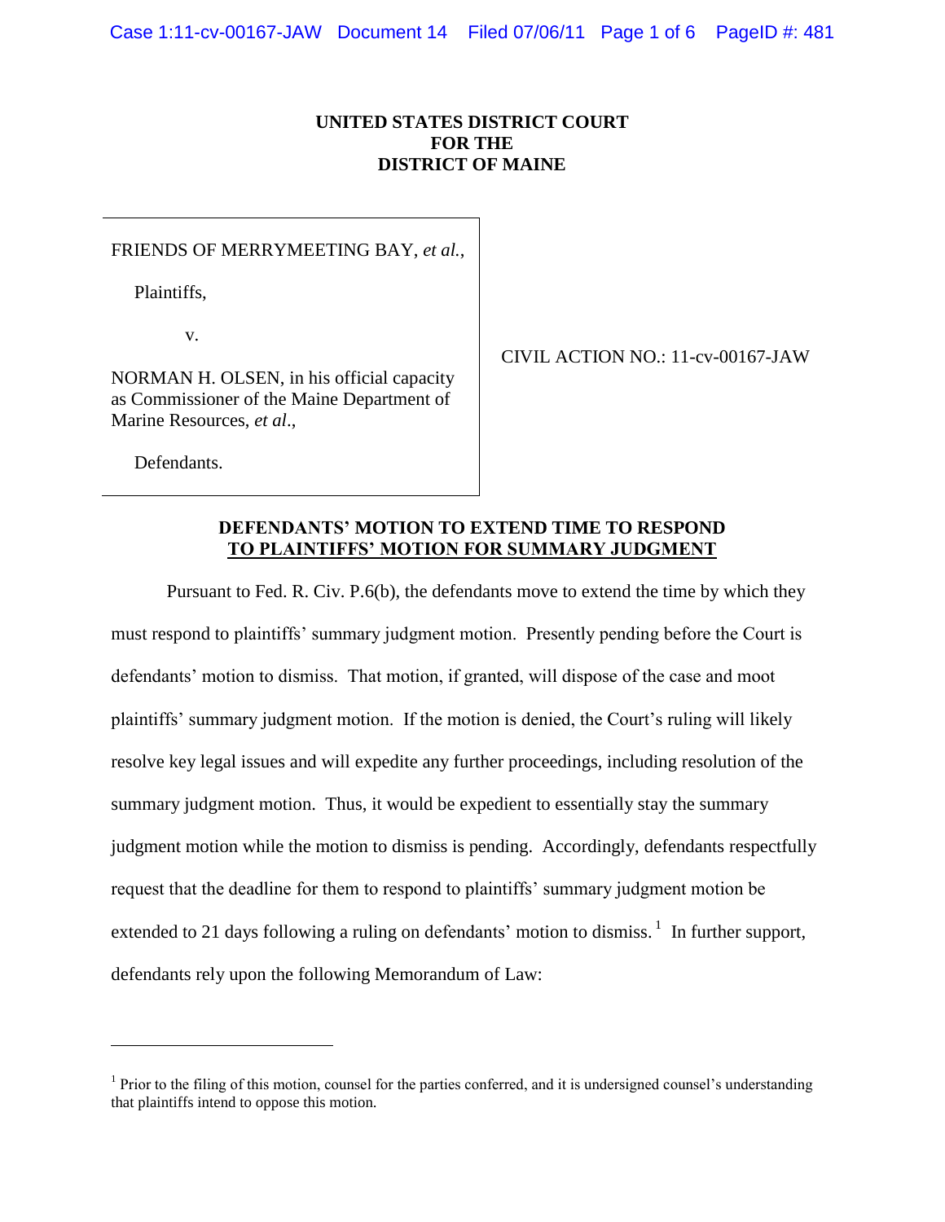**UNITED STATES DISTRICT COURT**
**FOR THE**
**DISTRICT OF MAINE**

| | |
|---|---|
| FRIENDS OF MERRYMEETING BAY, *et al.*,<br><br>Plaintiffs,<br><br>v.<br><br>NORMAN H. OLSEN, in his official capacity as Commissioner of the Maine Department of Marine Resources, *et al*.,<br><br>Defendants. | CIVIL ACTION NO.: 11-cv-00167-JAW |

**DEFENDANTS' MOTION TO EXTEND TIME TO RESPOND**
**TO PLAINTIFFS' MOTION FOR SUMMARY JUDGMENT**

Pursuant to Fed. R. Civ. P.6(b), the defendants move to extend the time by which they must respond to plaintiffs' summary judgment motion. Presently pending before the Court is defendants' motion to dismiss. That motion, if granted, will dispose of the case and moot plaintiffs' summary judgment motion. If the motion is denied, the Court's ruling will likely resolve key legal issues and will expedite any further proceedings, including resolution of the summary judgment motion. Thus, it would be expedient to essentially stay the summary judgment motion while the motion to dismiss is pending. Accordingly, defendants respectfully request that the deadline for them to respond to plaintiffs' summary judgment motion be extended to 21 days following a ruling on defendants' motion to dismiss.[1] In further support, defendants rely upon the following Memorandum of Law:

---

[1] Prior to the filing of this motion, counsel for the parties conferred, and it is undersigned counsel's understanding that plaintiffs intend to oppose this motion.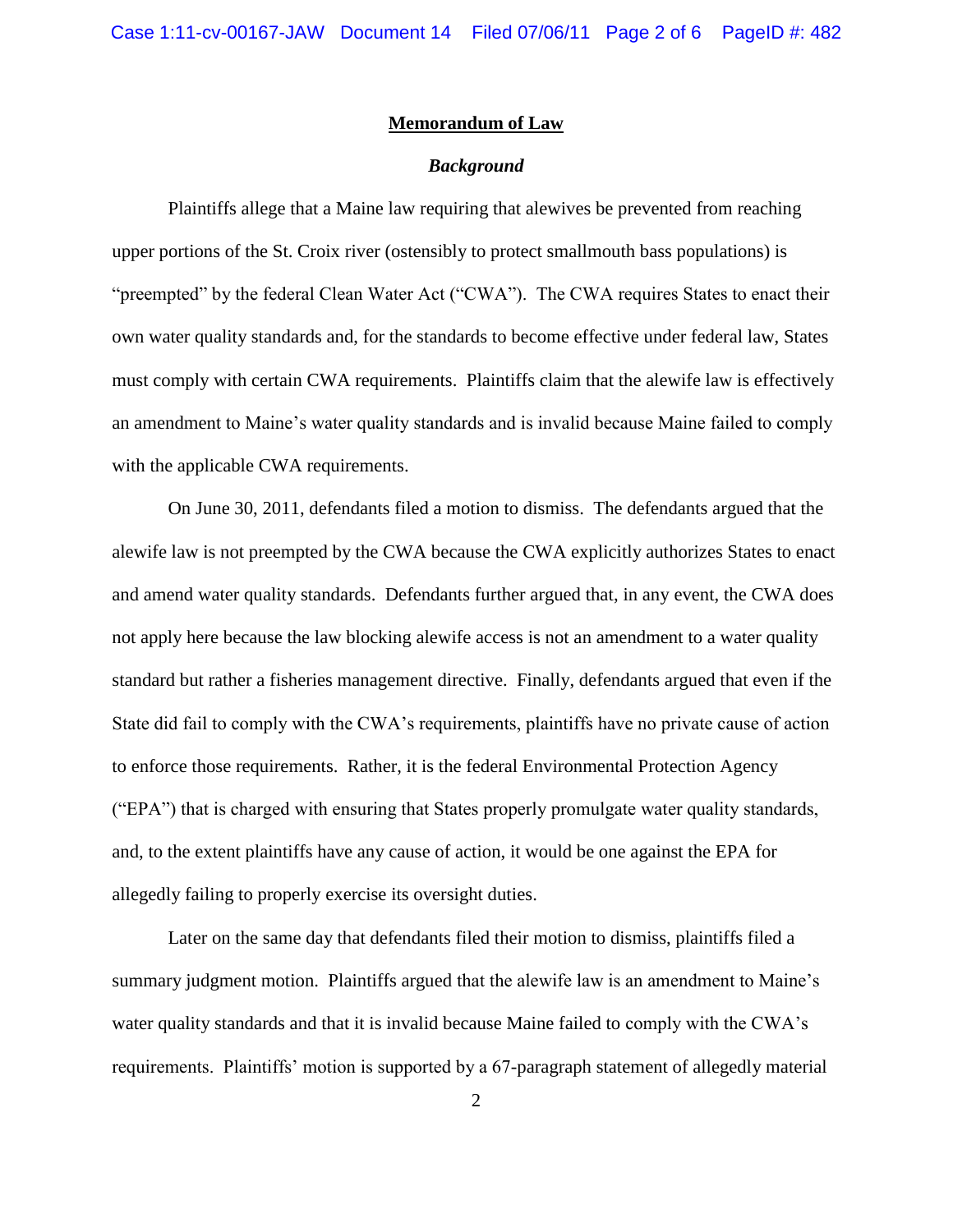## Memorandum of Law

### *Background*

Plaintiffs allege that a Maine law requiring that alewives be prevented from reaching upper portions of the St. Croix river (ostensibly to protect smallmouth bass populations) is "preempted" by the federal Clean Water Act ("CWA"). The CWA requires States to enact their own water quality standards and, for the standards to become effective under federal law, States must comply with certain CWA requirements. Plaintiffs claim that the alewife law is effectively an amendment to Maine's water quality standards and is invalid because Maine failed to comply with the applicable CWA requirements.

On June 30, 2011, defendants filed a motion to dismiss. The defendants argued that the alewife law is not preempted by the CWA because the CWA explicitly authorizes States to enact and amend water quality standards. Defendants further argued that, in any event, the CWA does not apply here because the law blocking alewife access is not an amendment to a water quality standard but rather a fisheries management directive. Finally, defendants argued that even if the State did fail to comply with the CWA's requirements, plaintiffs have no private cause of action to enforce those requirements. Rather, it is the federal Environmental Protection Agency ("EPA") that is charged with ensuring that States properly promulgate water quality standards, and, to the extent plaintiffs have any cause of action, it would be one against the EPA for allegedly failing to properly exercise its oversight duties.

Later on the same day that defendants filed their motion to dismiss, plaintiffs filed a summary judgment motion. Plaintiffs argued that the alewife law is an amendment to Maine's water quality standards and that it is invalid because Maine failed to comply with the CWA's requirements. Plaintiffs' motion is supported by a 67-paragraph statement of allegedly material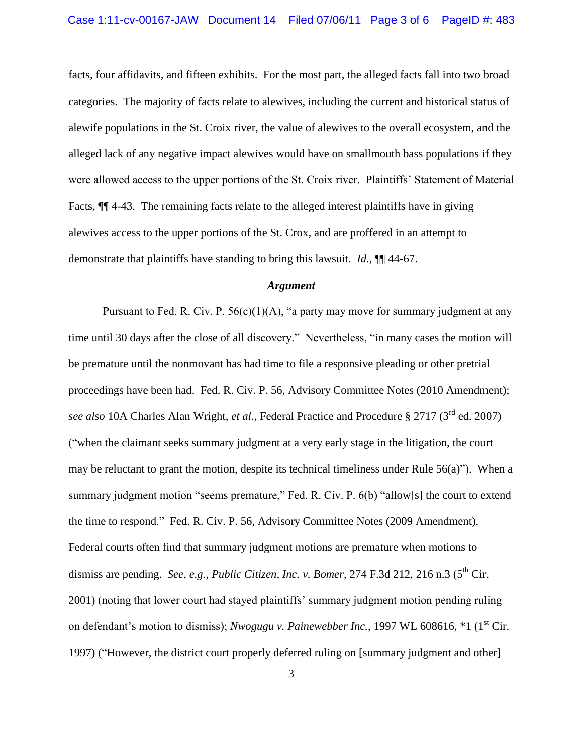facts, four affidavits, and fifteen exhibits. For the most part, the alleged facts fall into two broad categories. The majority of facts relate to alewives, including the current and historical status of alewife populations in the St. Croix river, the value of alewives to the overall ecosystem, and the alleged lack of any negative impact alewives would have on smallmouth bass populations if they were allowed access to the upper portions of the St. Croix river. Plaintiffs' Statement of Material Facts, ¶¶ 4-43. The remaining facts relate to the alleged interest plaintiffs have in giving alewives access to the upper portions of the St. Crox, and are proffered in an attempt to demonstrate that plaintiffs have standing to bring this lawsuit. *Id.*, ¶¶ 44-67.

### *Argument*

Pursuant to Fed. R. Civ. P. 56(c)(1)(A), "a party may move for summary judgment at any time until 30 days after the close of all discovery." Nevertheless, "in many cases the motion will be premature until the nonmovant has had time to file a responsive pleading or other pretrial proceedings have been had. Fed. R. Civ. P. 56, Advisory Committee Notes (2010 Amendment); *see also* 10A Charles Alan Wright, *et al.*, Federal Practice and Procedure § 2717 (3rd ed. 2007) ("when the claimant seeks summary judgment at a very early stage in the litigation, the court may be reluctant to grant the motion, despite its technical timeliness under Rule 56(a)"). When a summary judgment motion "seems premature," Fed. R. Civ. P. 6(b) "allow[s] the court to extend the time to respond." Fed. R. Civ. P. 56, Advisory Committee Notes (2009 Amendment). Federal courts often find that summary judgment motions are premature when motions to dismiss are pending. *See, e.g., Public Citizen, Inc. v. Bomer*, 274 F.3d 212, 216 n.3 (5th Cir. 2001) (noting that lower court had stayed plaintiffs' summary judgment motion pending ruling on defendant's motion to dismiss); *Nwogugu v. Painewebber Inc.*, 1997 WL 608616, *1 (1st Cir. 1997) ("However, the district court properly deferred ruling on [summary judgment and other]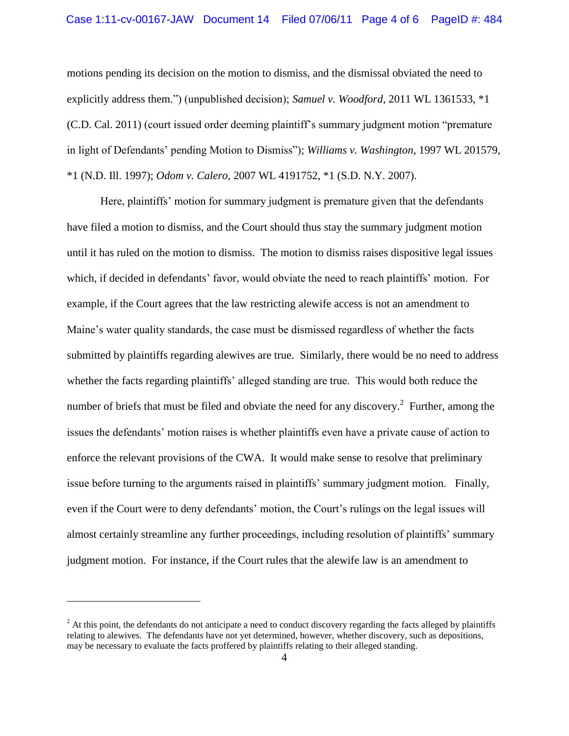motions pending its decision on the motion to dismiss, and the dismissal obviated the need to explicitly address them.") (unpublished decision); *Samuel v. Woodford*, 2011 WL 1361533, *1 (C.D. Cal. 2011) (court issued order deeming plaintiff's summary judgment motion "premature in light of Defendants' pending Motion to Dismiss"); *Williams v. Washington*, 1997 WL 201579, *1 (N.D. Ill. 1997); *Odom v. Calero*, 2007 WL 4191752, *1 (S.D. N.Y. 2007).

Here, plaintiffs' motion for summary judgment is premature given that the defendants have filed a motion to dismiss, and the Court should thus stay the summary judgment motion until it has ruled on the motion to dismiss. The motion to dismiss raises dispositive legal issues which, if decided in defendants' favor, would obviate the need to reach plaintiffs' motion. For example, if the Court agrees that the law restricting alewife access is not an amendment to Maine's water quality standards, the case must be dismissed regardless of whether the facts submitted by plaintiffs regarding alewives are true. Similarly, there would be no need to address whether the facts regarding plaintiffs' alleged standing are true. This would both reduce the number of briefs that must be filed and obviate the need for any discovery.[2] Further, among the issues the defendants' motion raises is whether plaintiffs even have a private cause of action to enforce the relevant provisions of the CWA. It would make sense to resolve that preliminary issue before turning to the arguments raised in plaintiffs' summary judgment motion. Finally, even if the Court were to deny defendants' motion, the Court's rulings on the legal issues will almost certainly streamline any further proceedings, including resolution of plaintiffs' summary judgment motion. For instance, if the Court rules that the alewife law is an amendment to

---

[2] At this point, the defendants do not anticipate a need to conduct discovery regarding the facts alleged by plaintiffs relating to alewives. The defendants have not yet determined, however, whether discovery, such as depositions, may be necessary to evaluate the facts proffered by plaintiffs relating to their alleged standing.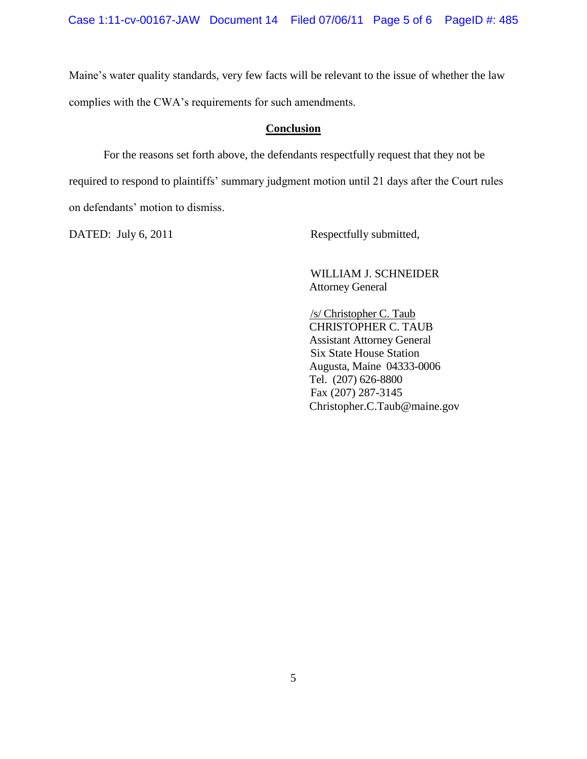Maine's water quality standards, very few facts will be relevant to the issue of whether the law complies with the CWA's requirements for such amendments.

## **Conclusion**

For the reasons set forth above, the defendants respectfully request that they not be required to respond to plaintiffs' summary judgment motion until 21 days after the Court rules on defendants' motion to dismiss.

DATED: July 6, 2011

Respectfully submitted,

WILLIAM J. SCHNEIDER
Attorney General

/s/ Christopher C. Taub
CHRISTOPHER C. TAUB
Assistant Attorney General
Six State House Station
Augusta, Maine 04333-0006
Tel. (207) 626-8800
Fax (207) 287-3145
Christopher.C.Taub@maine.gov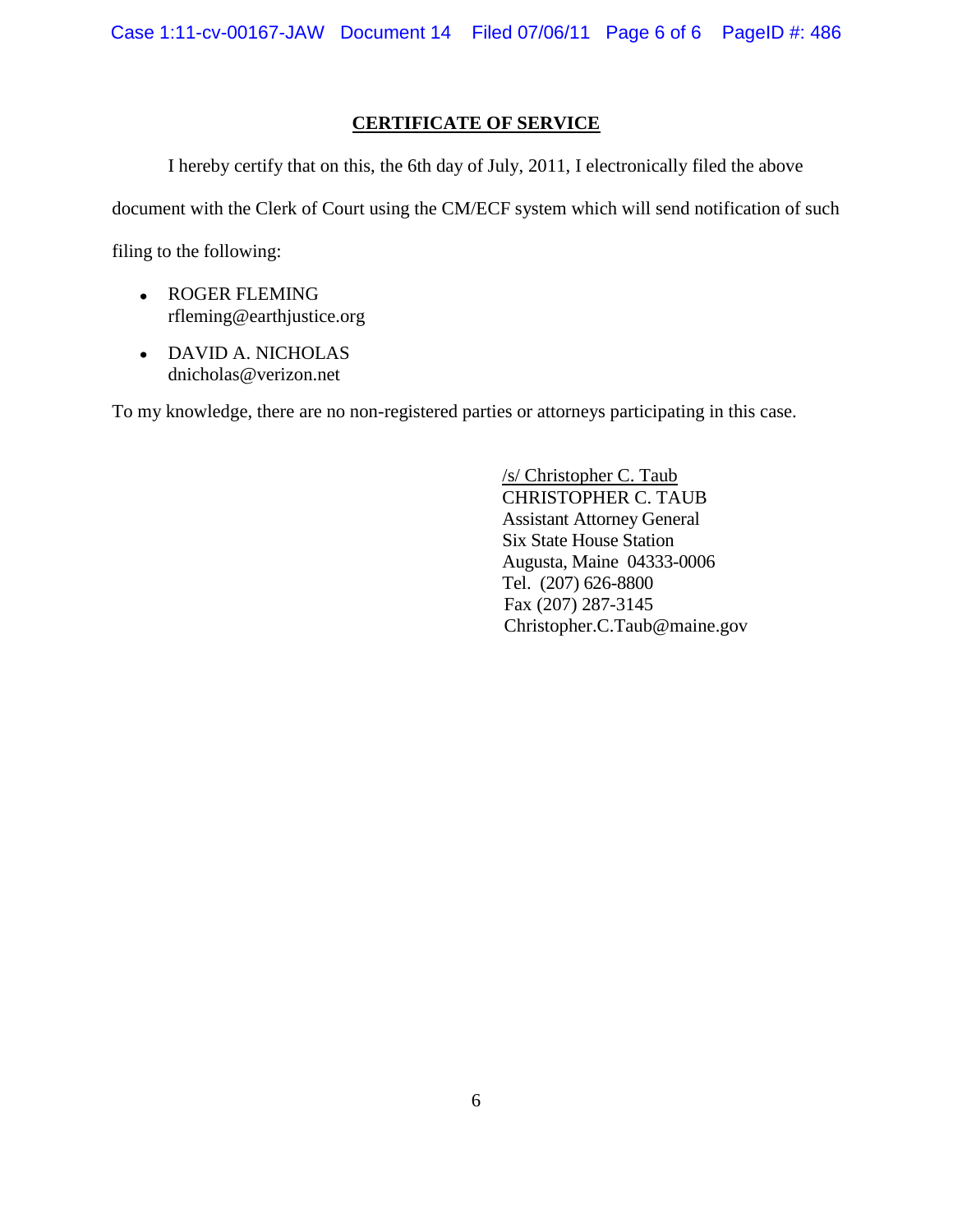## CERTIFICATE OF SERVICE

I hereby certify that on this, the 6th day of July, 2011, I electronically filed the above document with the Clerk of Court using the CM/ECF system which will send notification of such filing to the following:

- ROGER FLEMING
  rfleming@earthjustice.org
- DAVID A. NICHOLAS
  dnicholas@verizon.net

To my knowledge, there are no non-registered parties or attorneys participating in this case.

/s/ Christopher C. Taub
CHRISTOPHER C. TAUB
Assistant Attorney General
Six State House Station
Augusta, Maine 04333-0006
Tel. (207) 626-8800
Fax (207) 287-3145
Christopher.C.Taub@maine.gov